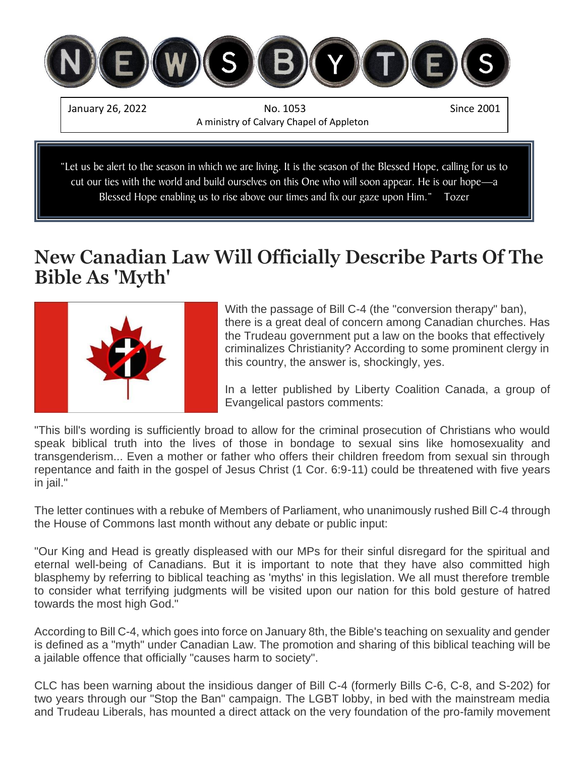# NEWSBYTES

January 26, 2022 | No. 1053 | Since 2001

A ministry of Calvary Chapel of Appleton

> "Let us be alert to the season in which we are living. It is the season of the Blessed Hope, calling for us to cut our ties with the world and build ourselves on this One who will soon appear. He is our hope—a Blessed Hope enabling us to rise above our times and fix our gaze upon Him." Tozer

## New Canadian Law Will Officially Describe Parts Of The Bible As 'Myth'

With the passage of Bill C-4 (the "conversion therapy" ban), there is a great deal of concern among Canadian churches. Has the Trudeau government put a law on the books that effectively criminalizes Christianity? According to some prominent clergy in this country, the answer is, shockingly, yes.

In a letter published by Liberty Coalition Canada, a group of Evangelical pastors comments:

"This bill's wording is sufficiently broad to allow for the criminal prosecution of Christians who would speak biblical truth into the lives of those in bondage to sexual sins like homosexuality and transgenderism... Even a mother or father who offers their children freedom from sexual sin through repentance and faith in the gospel of Jesus Christ (1 Cor. 6:9-11) could be threatened with five years in jail."

The letter continues with a rebuke of Members of Parliament, who unanimously rushed Bill C-4 through the House of Commons last month without any debate or public input:

"Our King and Head is greatly displeased with our MPs for their sinful disregard for the spiritual and eternal well-being of Canadians. But it is important to note that they have also committed high blasphemy by referring to biblical teaching as 'myths' in this legislation. We all must therefore tremble to consider what terrifying judgments will be visited upon our nation for this bold gesture of hatred towards the most high God."

According to Bill C-4, which goes into force on January 8th, the Bible's teaching on sexuality and gender is defined as a "myth" under Canadian Law. The promotion and sharing of this biblical teaching will be a jailable offence that officially "causes harm to society".

CLC has been warning about the insidious danger of Bill C-4 (formerly Bills C-6, C-8, and S-202) for two years through our "Stop the Ban" campaign. The LGBT lobby, in bed with the mainstream media and Trudeau Liberals, has mounted a direct attack on the very foundation of the pro-family movement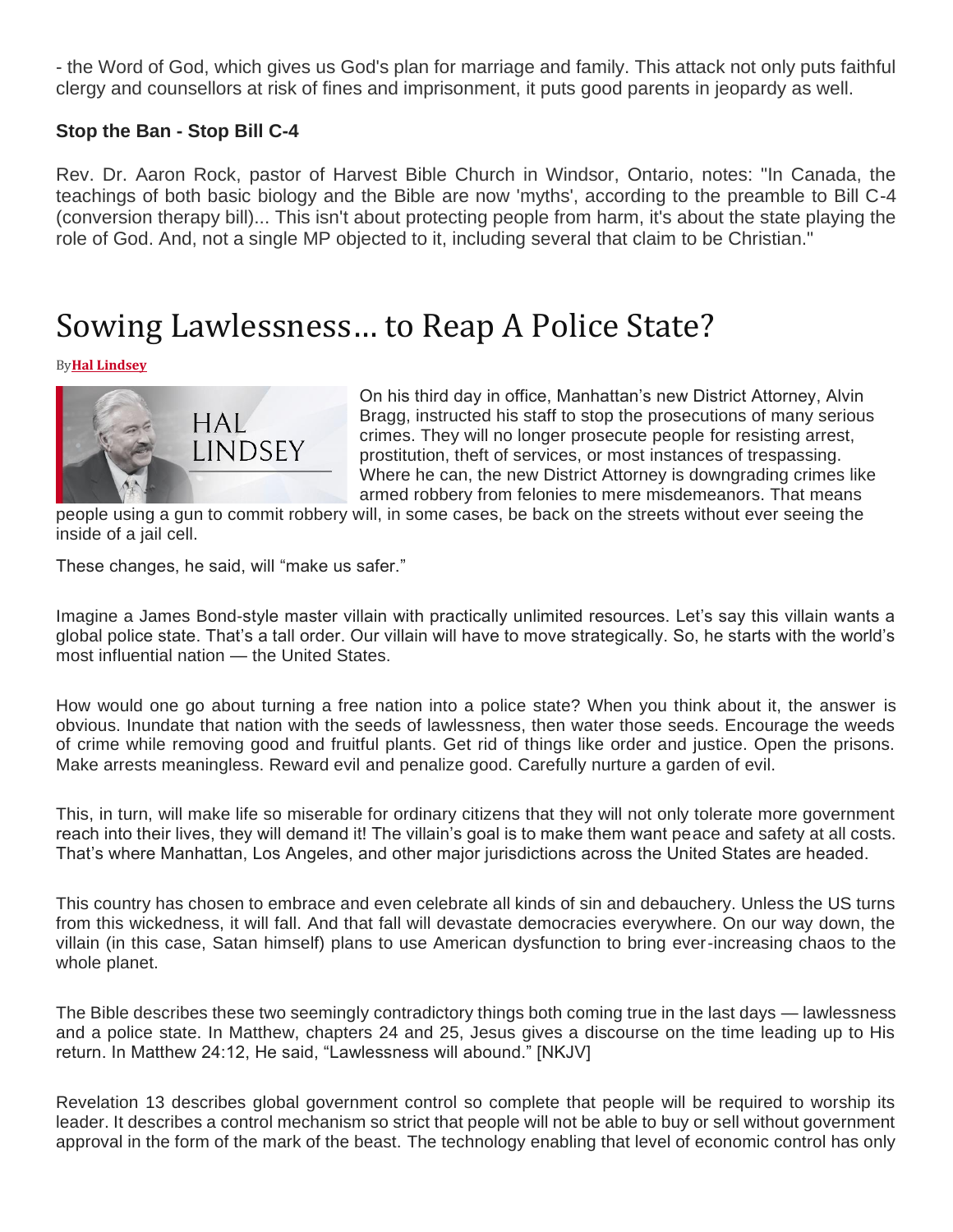- the Word of God, which gives us God's plan for marriage and family. This attack not only puts faithful clergy and counsellors at risk of fines and imprisonment, it puts good parents in jeopardy as well.

**Stop the Ban - Stop Bill C-4**

Rev. Dr. Aaron Rock, pastor of Harvest Bible Church in Windsor, Ontario, notes: "In Canada, the teachings of both basic biology and the Bible are now 'myths', according to the preamble to Bill C-4 (conversion therapy bill)... This isn't about protecting people from harm, it's about the state playing the role of God. And, not a single MP objected to it, including several that claim to be Christian."

# Sowing Lawlessness… to Reap A Police State?

By **Hal Lindsey**

HAL LINDSEY

On his third day in office, Manhattan's new District Attorney, Alvin Bragg, instructed his staff to stop the prosecutions of many serious crimes. They will no longer prosecute people for resisting arrest, prostitution, theft of services, or most instances of trespassing. Where he can, the new District Attorney is downgrading crimes like armed robbery from felonies to mere misdemeanors. That means people using a gun to commit robbery will, in some cases, be back on the streets without ever seeing the inside of a jail cell.

These changes, he said, will "make us safer."

Imagine a James Bond-style master villain with practically unlimited resources. Let's say this villain wants a global police state. That's a tall order. Our villain will have to move strategically. So, he starts with the world's most influential nation — the United States.

How would one go about turning a free nation into a police state? When you think about it, the answer is obvious. Inundate that nation with the seeds of lawlessness, then water those seeds. Encourage the weeds of crime while removing good and fruitful plants. Get rid of things like order and justice. Open the prisons. Make arrests meaningless. Reward evil and penalize good. Carefully nurture a garden of evil.

This, in turn, will make life so miserable for ordinary citizens that they will not only tolerate more government reach into their lives, they will demand it! The villain's goal is to make them want peace and safety at all costs. That's where Manhattan, Los Angeles, and other major jurisdictions across the United States are headed.

This country has chosen to embrace and even celebrate all kinds of sin and debauchery. Unless the US turns from this wickedness, it will fall. And that fall will devastate democracies everywhere. On our way down, the villain (in this case, Satan himself) plans to use American dysfunction to bring ever-increasing chaos to the whole planet.

The Bible describes these two seemingly contradictory things both coming true in the last days — lawlessness and a police state. In Matthew, chapters 24 and 25, Jesus gives a discourse on the time leading up to His return. In Matthew 24:12, He said, "Lawlessness will abound." [NKJV]

Revelation 13 describes global government control so complete that people will be required to worship its leader. It describes a control mechanism so strict that people will not be able to buy or sell without government approval in the form of the mark of the beast. The technology enabling that level of economic control has only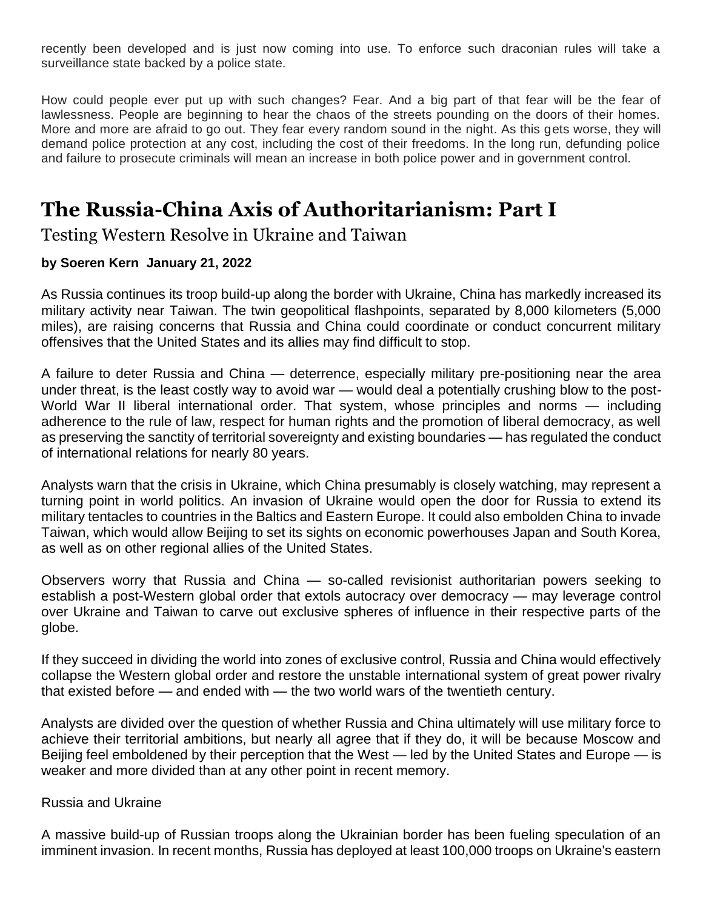recently been developed and is just now coming into use. To enforce such draconian rules will take a surveillance state backed by a police state.

How could people ever put up with such changes? Fear. And a big part of that fear will be the fear of lawlessness. People are beginning to hear the chaos of the streets pounding on the doors of their homes. More and more are afraid to go out. They fear every random sound in the night. As this gets worse, they will demand police protection at any cost, including the cost of their freedoms. In the long run, defunding police and failure to prosecute criminals will mean an increase in both police power and in government control.

# The Russia-China Axis of Authoritarianism: Part I

## Testing Western Resolve in Ukraine and Taiwan

**by Soeren Kern January 21, 2022**

As Russia continues its troop build-up along the border with Ukraine, China has markedly increased its military activity near Taiwan. The twin geopolitical flashpoints, separated by 8,000 kilometers (5,000 miles), are raising concerns that Russia and China could coordinate or conduct concurrent military offensives that the United States and its allies may find difficult to stop.

A failure to deter Russia and China — deterrence, especially military pre-positioning near the area under threat, is the least costly way to avoid war — would deal a potentially crushing blow to the post-World War II liberal international order. That system, whose principles and norms — including adherence to the rule of law, respect for human rights and the promotion of liberal democracy, as well as preserving the sanctity of territorial sovereignty and existing boundaries — has regulated the conduct of international relations for nearly 80 years.

Analysts warn that the crisis in Ukraine, which China presumably is closely watching, may represent a turning point in world politics. An invasion of Ukraine would open the door for Russia to extend its military tentacles to countries in the Baltics and Eastern Europe. It could also embolden China to invade Taiwan, which would allow Beijing to set its sights on economic powerhouses Japan and South Korea, as well as on other regional allies of the United States.

Observers worry that Russia and China — so-called revisionist authoritarian powers seeking to establish a post-Western global order that extols autocracy over democracy — may leverage control over Ukraine and Taiwan to carve out exclusive spheres of influence in their respective parts of the globe.

If they succeed in dividing the world into zones of exclusive control, Russia and China would effectively collapse the Western global order and restore the unstable international system of great power rivalry that existed before — and ended with — the two world wars of the twentieth century.

Analysts are divided over the question of whether Russia and China ultimately will use military force to achieve their territorial ambitions, but nearly all agree that if they do, it will be because Moscow and Beijing feel emboldened by their perception that the West — led by the United States and Europe — is weaker and more divided than at any other point in recent memory.

Russia and Ukraine

A massive build-up of Russian troops along the Ukrainian border has been fueling speculation of an imminent invasion. In recent months, Russia has deployed at least 100,000 troops on Ukraine's eastern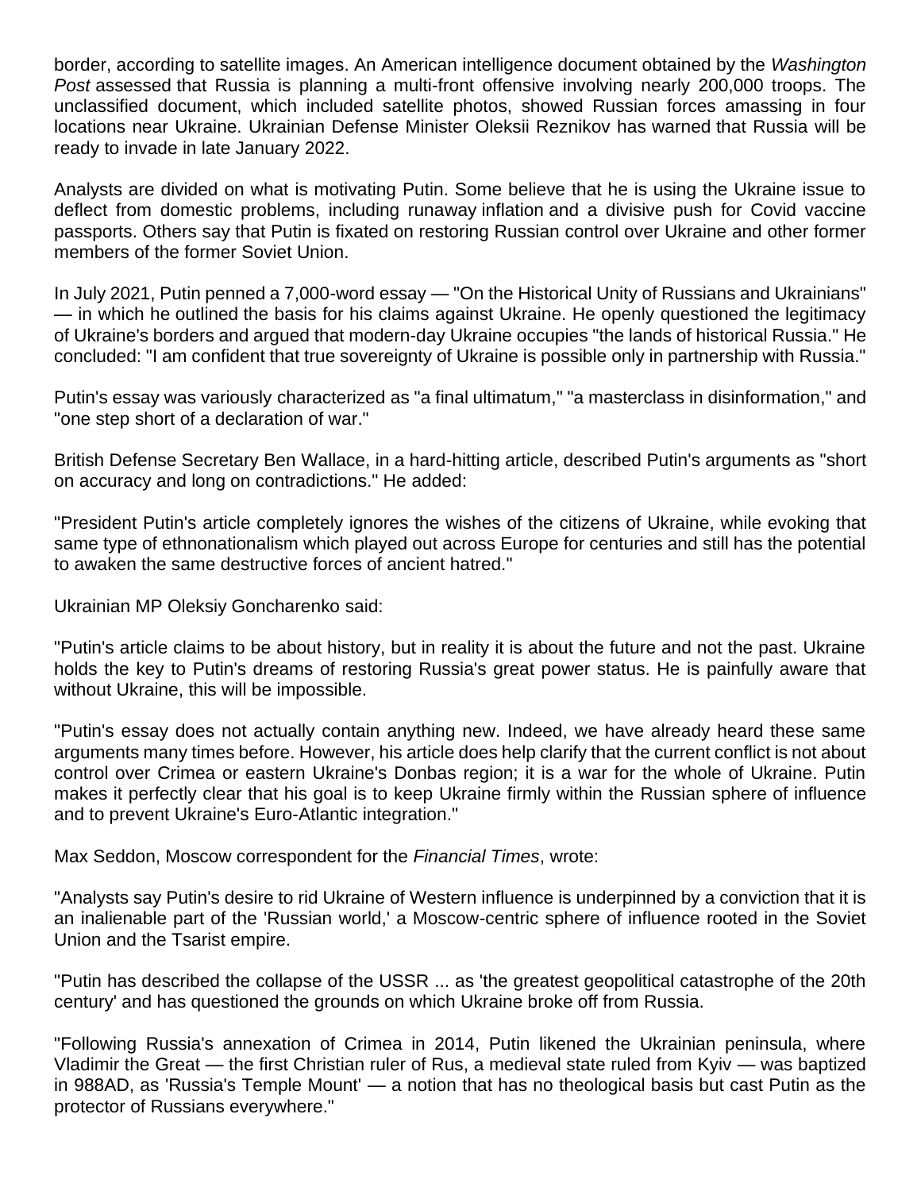border, according to satellite images. An American intelligence document obtained by the *Washington Post* assessed that Russia is planning a multi-front offensive involving nearly 200,000 troops. The unclassified document, which included satellite photos, showed Russian forces amassing in four locations near Ukraine. Ukrainian Defense Minister Oleksii Reznikov has warned that Russia will be ready to invade in late January 2022.

Analysts are divided on what is motivating Putin. Some believe that he is using the Ukraine issue to deflect from domestic problems, including runaway inflation and a divisive push for Covid vaccine passports. Others say that Putin is fixated on restoring Russian control over Ukraine and other former members of the former Soviet Union.

In July 2021, Putin penned a 7,000-word essay — "On the Historical Unity of Russians and Ukrainians" — in which he outlined the basis for his claims against Ukraine. He openly questioned the legitimacy of Ukraine's borders and argued that modern-day Ukraine occupies "the lands of historical Russia." He concluded: "I am confident that true sovereignty of Ukraine is possible only in partnership with Russia."

Putin's essay was variously characterized as "a final ultimatum," "a masterclass in disinformation," and "one step short of a declaration of war."

British Defense Secretary Ben Wallace, in a hard-hitting article, described Putin's arguments as "short on accuracy and long on contradictions." He added:

"President Putin's article completely ignores the wishes of the citizens of Ukraine, while evoking that same type of ethnonationalism which played out across Europe for centuries and still has the potential to awaken the same destructive forces of ancient hatred."

Ukrainian MP Oleksiy Goncharenko said:

"Putin's article claims to be about history, but in reality it is about the future and not the past. Ukraine holds the key to Putin's dreams of restoring Russia's great power status. He is painfully aware that without Ukraine, this will be impossible.

"Putin's essay does not actually contain anything new. Indeed, we have already heard these same arguments many times before. However, his article does help clarify that the current conflict is not about control over Crimea or eastern Ukraine's Donbas region; it is a war for the whole of Ukraine. Putin makes it perfectly clear that his goal is to keep Ukraine firmly within the Russian sphere of influence and to prevent Ukraine's Euro-Atlantic integration."

Max Seddon, Moscow correspondent for the *Financial Times*, wrote:

"Analysts say Putin's desire to rid Ukraine of Western influence is underpinned by a conviction that it is an inalienable part of the 'Russian world,' a Moscow-centric sphere of influence rooted in the Soviet Union and the Tsarist empire.

"Putin has described the collapse of the USSR ... as 'the greatest geopolitical catastrophe of the 20th century' and has questioned the grounds on which Ukraine broke off from Russia.

"Following Russia's annexation of Crimea in 2014, Putin likened the Ukrainian peninsula, where Vladimir the Great — the first Christian ruler of Rus, a medieval state ruled from Kyiv — was baptized in 988AD, as 'Russia's Temple Mount' — a notion that has no theological basis but cast Putin as the protector of Russians everywhere."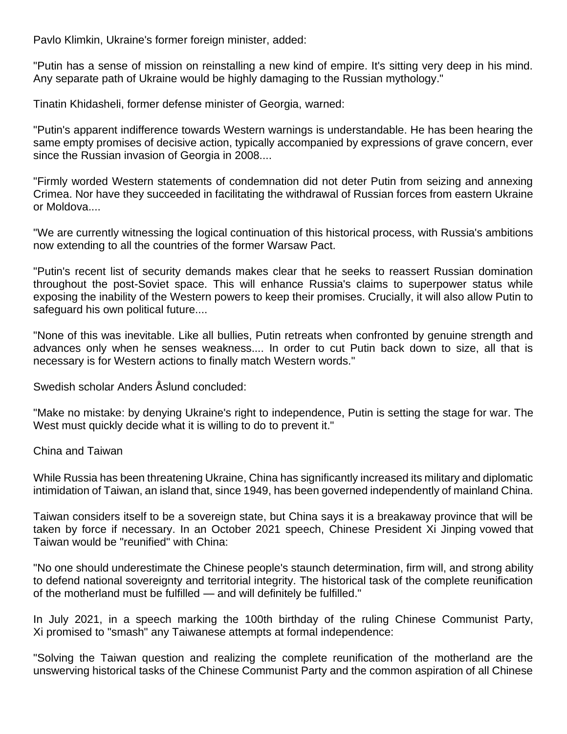Pavlo Klimkin, Ukraine's former foreign minister, added:

"Putin has a sense of mission on reinstalling a new kind of empire. It's sitting very deep in his mind. Any separate path of Ukraine would be highly damaging to the Russian mythology."

Tinatin Khidasheli, former defense minister of Georgia, warned:

"Putin's apparent indifference towards Western warnings is understandable. He has been hearing the same empty promises of decisive action, typically accompanied by expressions of grave concern, ever since the Russian invasion of Georgia in 2008....

"Firmly worded Western statements of condemnation did not deter Putin from seizing and annexing Crimea. Nor have they succeeded in facilitating the withdrawal of Russian forces from eastern Ukraine or Moldova....

"We are currently witnessing the logical continuation of this historical process, with Russia's ambitions now extending to all the countries of the former Warsaw Pact.

"Putin's recent list of security demands makes clear that he seeks to reassert Russian domination throughout the post-Soviet space. This will enhance Russia's claims to superpower status while exposing the inability of the Western powers to keep their promises. Crucially, it will also allow Putin to safeguard his own political future....

"None of this was inevitable. Like all bullies, Putin retreats when confronted by genuine strength and advances only when he senses weakness.... In order to cut Putin back down to size, all that is necessary is for Western actions to finally match Western words."

Swedish scholar Anders Åslund concluded:

"Make no mistake: by denying Ukraine's right to independence, Putin is setting the stage for war. The West must quickly decide what it is willing to do to prevent it."

## China and Taiwan

While Russia has been threatening Ukraine, China has significantly increased its military and diplomatic intimidation of Taiwan, an island that, since 1949, has been governed independently of mainland China.

Taiwan considers itself to be a sovereign state, but China says it is a breakaway province that will be taken by force if necessary. In an October 2021 speech, Chinese President Xi Jinping vowed that Taiwan would be "reunified" with China:

"No one should underestimate the Chinese people's staunch determination, firm will, and strong ability to defend national sovereignty and territorial integrity. The historical task of the complete reunification of the motherland must be fulfilled — and will definitely be fulfilled."

In July 2021, in a speech marking the 100th birthday of the ruling Chinese Communist Party, Xi promised to "smash" any Taiwanese attempts at formal independence:

"Solving the Taiwan question and realizing the complete reunification of the motherland are the unswerving historical tasks of the Chinese Communist Party and the common aspiration of all Chinese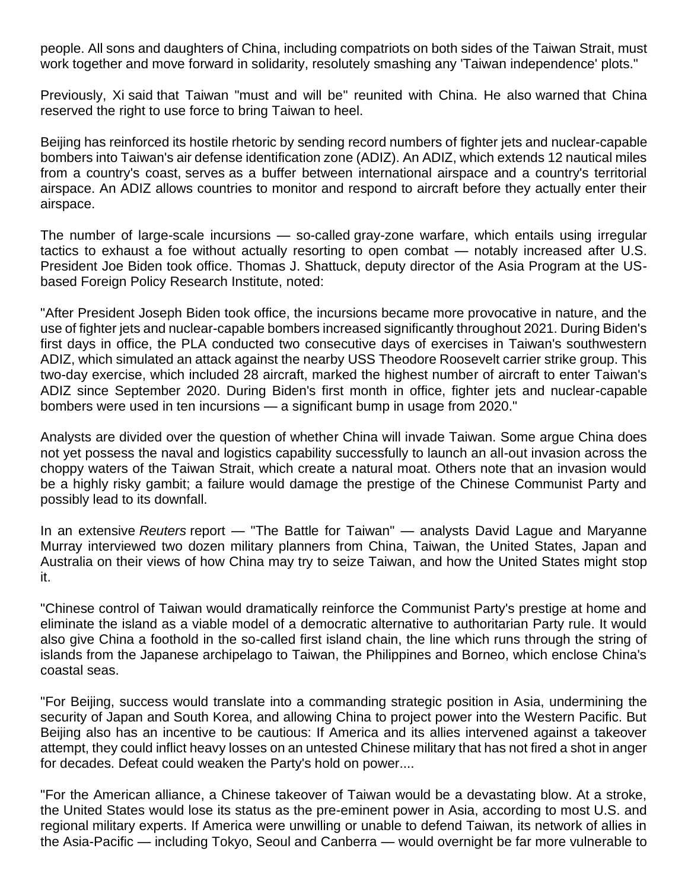people. All sons and daughters of China, including compatriots on both sides of the Taiwan Strait, must work together and move forward in solidarity, resolutely smashing any 'Taiwan independence' plots."

Previously, Xi said that Taiwan "must and will be" reunited with China. He also warned that China reserved the right to use force to bring Taiwan to heel.

Beijing has reinforced its hostile rhetoric by sending record numbers of fighter jets and nuclear-capable bombers into Taiwan's air defense identification zone (ADIZ). An ADIZ, which extends 12 nautical miles from a country's coast, serves as a buffer between international airspace and a country's territorial airspace. An ADIZ allows countries to monitor and respond to aircraft before they actually enter their airspace.

The number of large-scale incursions — so-called gray-zone warfare, which entails using irregular tactics to exhaust a foe without actually resorting to open combat — notably increased after U.S. President Joe Biden took office. Thomas J. Shattuck, deputy director of the Asia Program at the US-based Foreign Policy Research Institute, noted:

"After President Joseph Biden took office, the incursions became more provocative in nature, and the use of fighter jets and nuclear-capable bombers increased significantly throughout 2021. During Biden's first days in office, the PLA conducted two consecutive days of exercises in Taiwan's southwestern ADIZ, which simulated an attack against the nearby USS Theodore Roosevelt carrier strike group. This two-day exercise, which included 28 aircraft, marked the highest number of aircraft to enter Taiwan's ADIZ since September 2020. During Biden's first month in office, fighter jets and nuclear-capable bombers were used in ten incursions — a significant bump in usage from 2020."

Analysts are divided over the question of whether China will invade Taiwan. Some argue China does not yet possess the naval and logistics capability successfully to launch an all-out invasion across the choppy waters of the Taiwan Strait, which create a natural moat. Others note that an invasion would be a highly risky gambit; a failure would damage the prestige of the Chinese Communist Party and possibly lead to its downfall.

In an extensive *Reuters* report — "The Battle for Taiwan" — analysts David Lague and Maryanne Murray interviewed two dozen military planners from China, Taiwan, the United States, Japan and Australia on their views of how China may try to seize Taiwan, and how the United States might stop it.

"Chinese control of Taiwan would dramatically reinforce the Communist Party's prestige at home and eliminate the island as a viable model of a democratic alternative to authoritarian Party rule. It would also give China a foothold in the so-called first island chain, the line which runs through the string of islands from the Japanese archipelago to Taiwan, the Philippines and Borneo, which enclose China's coastal seas.

"For Beijing, success would translate into a commanding strategic position in Asia, undermining the security of Japan and South Korea, and allowing China to project power into the Western Pacific. But Beijing also has an incentive to be cautious: If America and its allies intervened against a takeover attempt, they could inflict heavy losses on an untested Chinese military that has not fired a shot in anger for decades. Defeat could weaken the Party's hold on power....

"For the American alliance, a Chinese takeover of Taiwan would be a devastating blow. At a stroke, the United States would lose its status as the pre-eminent power in Asia, according to most U.S. and regional military experts. If America were unwilling or unable to defend Taiwan, its network of allies in the Asia-Pacific — including Tokyo, Seoul and Canberra — would overnight be far more vulnerable to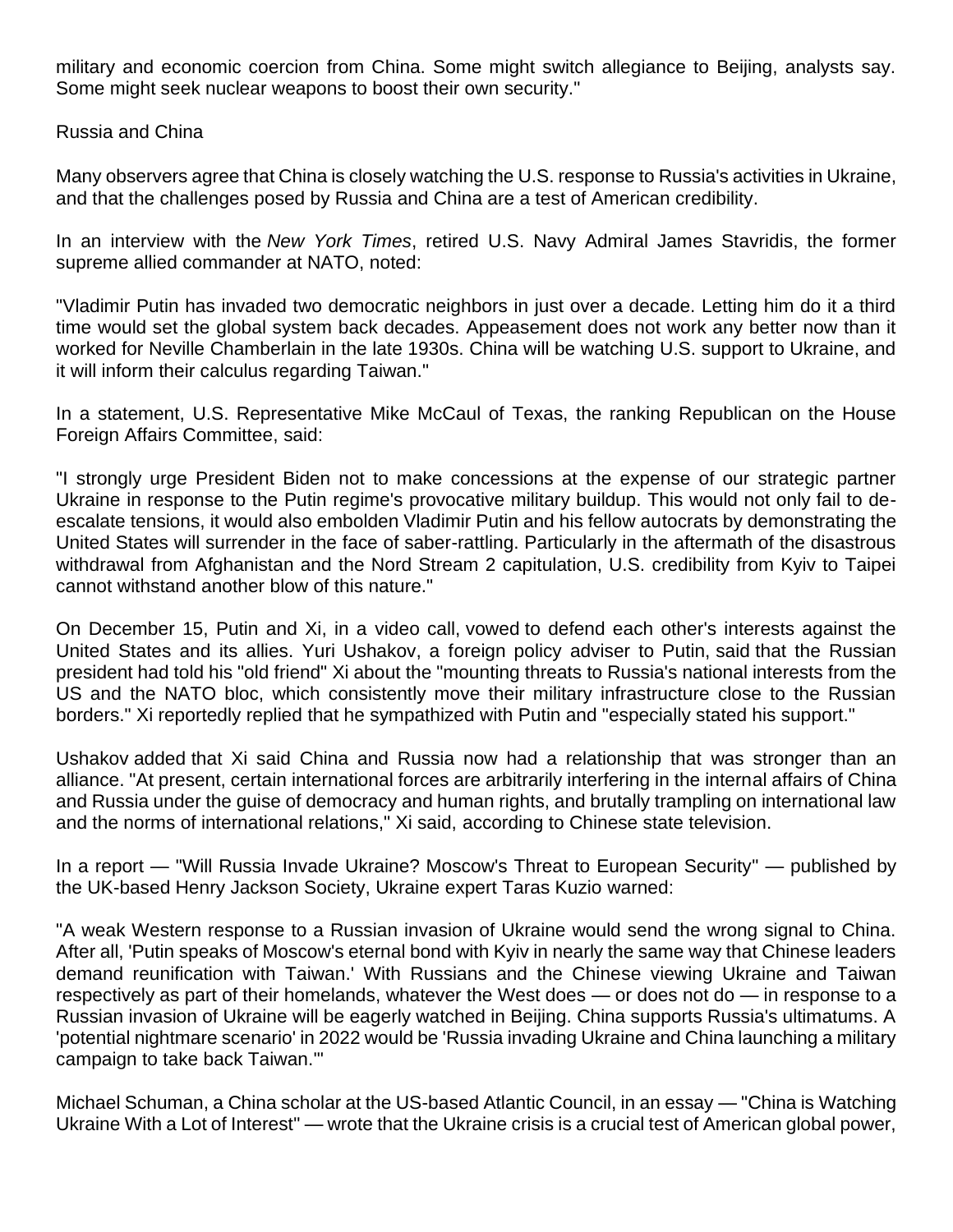military and economic coercion from China. Some might switch allegiance to Beijing, analysts say. Some might seek nuclear weapons to boost their own security."

## Russia and China

Many observers agree that China is closely watching the U.S. response to Russia's activities in Ukraine, and that the challenges posed by Russia and China are a test of American credibility.

In an interview with the *New York Times*, retired U.S. Navy Admiral James Stavridis, the former supreme allied commander at NATO, noted:

"Vladimir Putin has invaded two democratic neighbors in just over a decade. Letting him do it a third time would set the global system back decades. Appeasement does not work any better now than it worked for Neville Chamberlain in the late 1930s. China will be watching U.S. support to Ukraine, and it will inform their calculus regarding Taiwan."

In a statement, U.S. Representative Mike McCaul of Texas, the ranking Republican on the House Foreign Affairs Committee, said:

"I strongly urge President Biden not to make concessions at the expense of our strategic partner Ukraine in response to the Putin regime's provocative military buildup. This would not only fail to de-escalate tensions, it would also embolden Vladimir Putin and his fellow autocrats by demonstrating the United States will surrender in the face of saber-rattling. Particularly in the aftermath of the disastrous withdrawal from Afghanistan and the Nord Stream 2 capitulation, U.S. credibility from Kyiv to Taipei cannot withstand another blow of this nature."

On December 15, Putin and Xi, in a video call, vowed to defend each other's interests against the United States and its allies. Yuri Ushakov, a foreign policy adviser to Putin, said that the Russian president had told his "old friend" Xi about the "mounting threats to Russia's national interests from the US and the NATO bloc, which consistently move their military infrastructure close to the Russian borders." Xi reportedly replied that he sympathized with Putin and "especially stated his support."

Ushakov added that Xi said China and Russia now had a relationship that was stronger than an alliance. "At present, certain international forces are arbitrarily interfering in the internal affairs of China and Russia under the guise of democracy and human rights, and brutally trampling on international law and the norms of international relations," Xi said, according to Chinese state television.

In a report — "Will Russia Invade Ukraine? Moscow's Threat to European Security" — published by the UK-based Henry Jackson Society, Ukraine expert Taras Kuzio warned:

"A weak Western response to a Russian invasion of Ukraine would send the wrong signal to China. After all, 'Putin speaks of Moscow's eternal bond with Kyiv in nearly the same way that Chinese leaders demand reunification with Taiwan.' With Russians and the Chinese viewing Ukraine and Taiwan respectively as part of their homelands, whatever the West does — or does not do — in response to a Russian invasion of Ukraine will be eagerly watched in Beijing. China supports Russia's ultimatums. A 'potential nightmare scenario' in 2022 would be 'Russia invading Ukraine and China launching a military campaign to take back Taiwan.'"

Michael Schuman, a China scholar at the US-based Atlantic Council, in an essay — "China is Watching Ukraine With a Lot of Interest" — wrote that the Ukraine crisis is a crucial test of American global power,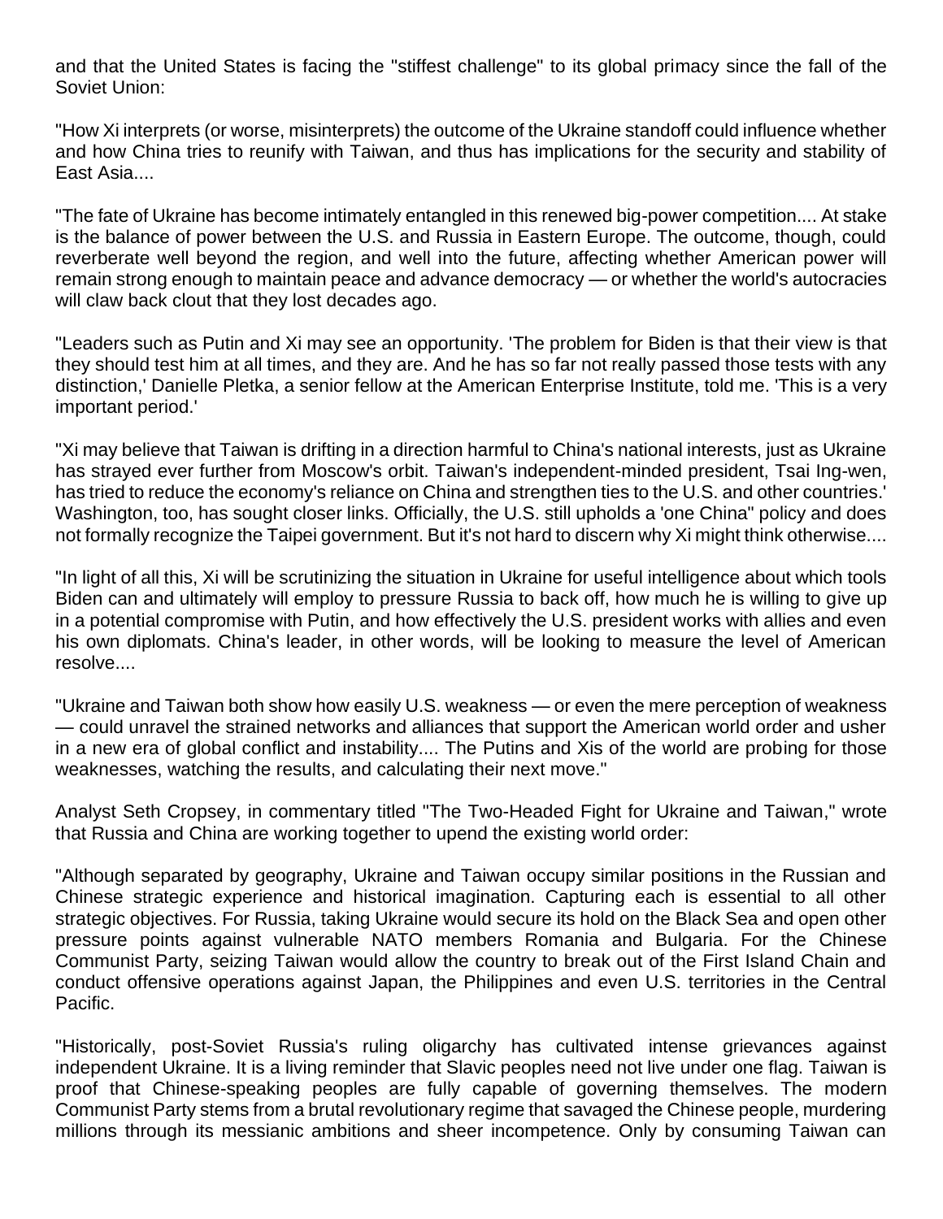and that the United States is facing the "stiffest challenge" to its global primacy since the fall of the Soviet Union:

"How Xi interprets (or worse, misinterprets) the outcome of the Ukraine standoff could influence whether and how China tries to reunify with Taiwan, and thus has implications for the security and stability of East Asia....

"The fate of Ukraine has become intimately entangled in this renewed big-power competition.... At stake is the balance of power between the U.S. and Russia in Eastern Europe. The outcome, though, could reverberate well beyond the region, and well into the future, affecting whether American power will remain strong enough to maintain peace and advance democracy — or whether the world's autocracies will claw back clout that they lost decades ago.

"Leaders such as Putin and Xi may see an opportunity. 'The problem for Biden is that their view is that they should test him at all times, and they are. And he has so far not really passed those tests with any distinction,' Danielle Pletka, a senior fellow at the American Enterprise Institute, told me. 'This is a very important period.'

"Xi may believe that Taiwan is drifting in a direction harmful to China's national interests, just as Ukraine has strayed ever further from Moscow's orbit. Taiwan's independent-minded president, Tsai Ing-wen, has tried to reduce the economy's reliance on China and strengthen ties to the U.S. and other countries.' Washington, too, has sought closer links. Officially, the U.S. still upholds a 'one China" policy and does not formally recognize the Taipei government. But it's not hard to discern why Xi might think otherwise....

"In light of all this, Xi will be scrutinizing the situation in Ukraine for useful intelligence about which tools Biden can and ultimately will employ to pressure Russia to back off, how much he is willing to give up in a potential compromise with Putin, and how effectively the U.S. president works with allies and even his own diplomats. China's leader, in other words, will be looking to measure the level of American resolve....

"Ukraine and Taiwan both show how easily U.S. weakness — or even the mere perception of weakness — could unravel the strained networks and alliances that support the American world order and usher in a new era of global conflict and instability.... The Putins and Xis of the world are probing for those weaknesses, watching the results, and calculating their next move."

Analyst Seth Cropsey, in commentary titled "The Two-Headed Fight for Ukraine and Taiwan," wrote that Russia and China are working together to upend the existing world order:

"Although separated by geography, Ukraine and Taiwan occupy similar positions in the Russian and Chinese strategic experience and historical imagination. Capturing each is essential to all other strategic objectives. For Russia, taking Ukraine would secure its hold on the Black Sea and open other pressure points against vulnerable NATO members Romania and Bulgaria. For the Chinese Communist Party, seizing Taiwan would allow the country to break out of the First Island Chain and conduct offensive operations against Japan, the Philippines and even U.S. territories in the Central Pacific.

"Historically, post-Soviet Russia's ruling oligarchy has cultivated intense grievances against independent Ukraine. It is a living reminder that Slavic peoples need not live under one flag. Taiwan is proof that Chinese-speaking peoples are fully capable of governing themselves. The modern Communist Party stems from a brutal revolutionary regime that savaged the Chinese people, murdering millions through its messianic ambitions and sheer incompetence. Only by consuming Taiwan can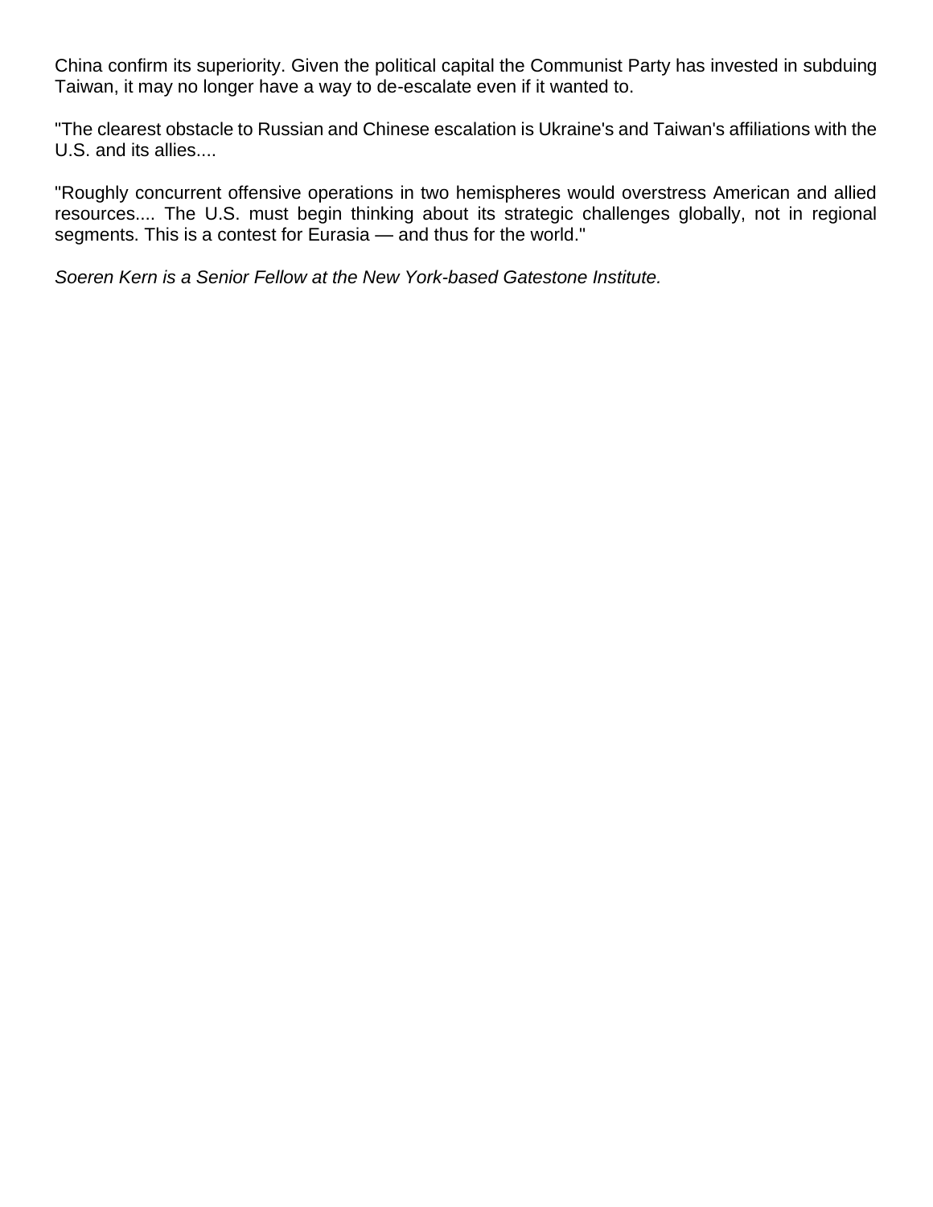China confirm its superiority. Given the political capital the Communist Party has invested in subduing Taiwan, it may no longer have a way to de-escalate even if it wanted to.

"The clearest obstacle to Russian and Chinese escalation is Ukraine's and Taiwan's affiliations with the U.S. and its allies....

"Roughly concurrent offensive operations in two hemispheres would overstress American and allied resources.... The U.S. must begin thinking about its strategic challenges globally, not in regional segments. This is a contest for Eurasia — and thus for the world."

*Soeren Kern is a Senior Fellow at the New York-based Gatestone Institute.*